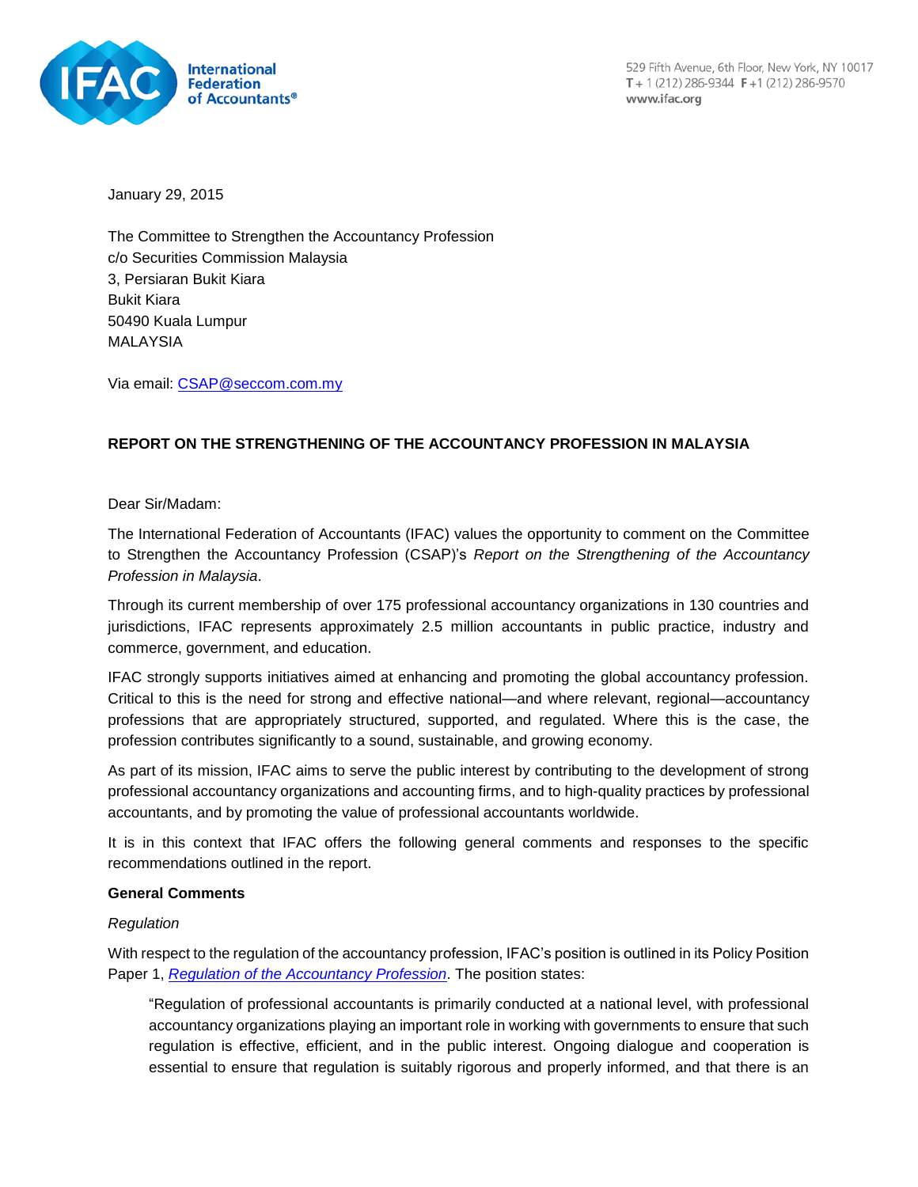International Federation of Accountants®

529 Fifth Avenue, 6th Floor, New York, NY 10017
T + 1 (212) 286-9344 F +1 (212) 286-9570
www.ifac.org

January 29, 2015

The Committee to Strengthen the Accountancy Profession
c/o Securities Commission Malaysia
3, Persiaran Bukit Kiara
Bukit Kiara
50490 Kuala Lumpur
MALAYSIA

Via email: CSAP@seccom.com.my

**REPORT ON THE STRENGTHENING OF THE ACCOUNTANCY PROFESSION IN MALAYSIA**

Dear Sir/Madam:

The International Federation of Accountants (IFAC) values the opportunity to comment on the Committee to Strengthen the Accountancy Profession (CSAP)'s *Report on the Strengthening of the Accountancy Profession in Malaysia*.

Through its current membership of over 175 professional accountancy organizations in 130 countries and jurisdictions, IFAC represents approximately 2.5 million accountants in public practice, industry and commerce, government, and education.

IFAC strongly supports initiatives aimed at enhancing and promoting the global accountancy profession. Critical to this is the need for strong and effective national—and where relevant, regional—accountancy professions that are appropriately structured, supported, and regulated. Where this is the case, the profession contributes significantly to a sound, sustainable, and growing economy.

As part of its mission, IFAC aims to serve the public interest by contributing to the development of strong professional accountancy organizations and accounting firms, and to high-quality practices by professional accountants, and by promoting the value of professional accountants worldwide.

It is in this context that IFAC offers the following general comments and responses to the specific recommendations outlined in the report.

**General Comments**

*Regulation*

With respect to the regulation of the accountancy profession, IFAC's position is outlined in its Policy Position Paper 1, *Regulation of the Accountancy Profession*. The position states:

> "Regulation of professional accountants is primarily conducted at a national level, with professional accountancy organizations playing an important role in working with governments to ensure that such regulation is effective, efficient, and in the public interest. Ongoing dialogue and cooperation is essential to ensure that regulation is suitably rigorous and properly informed, and that there is an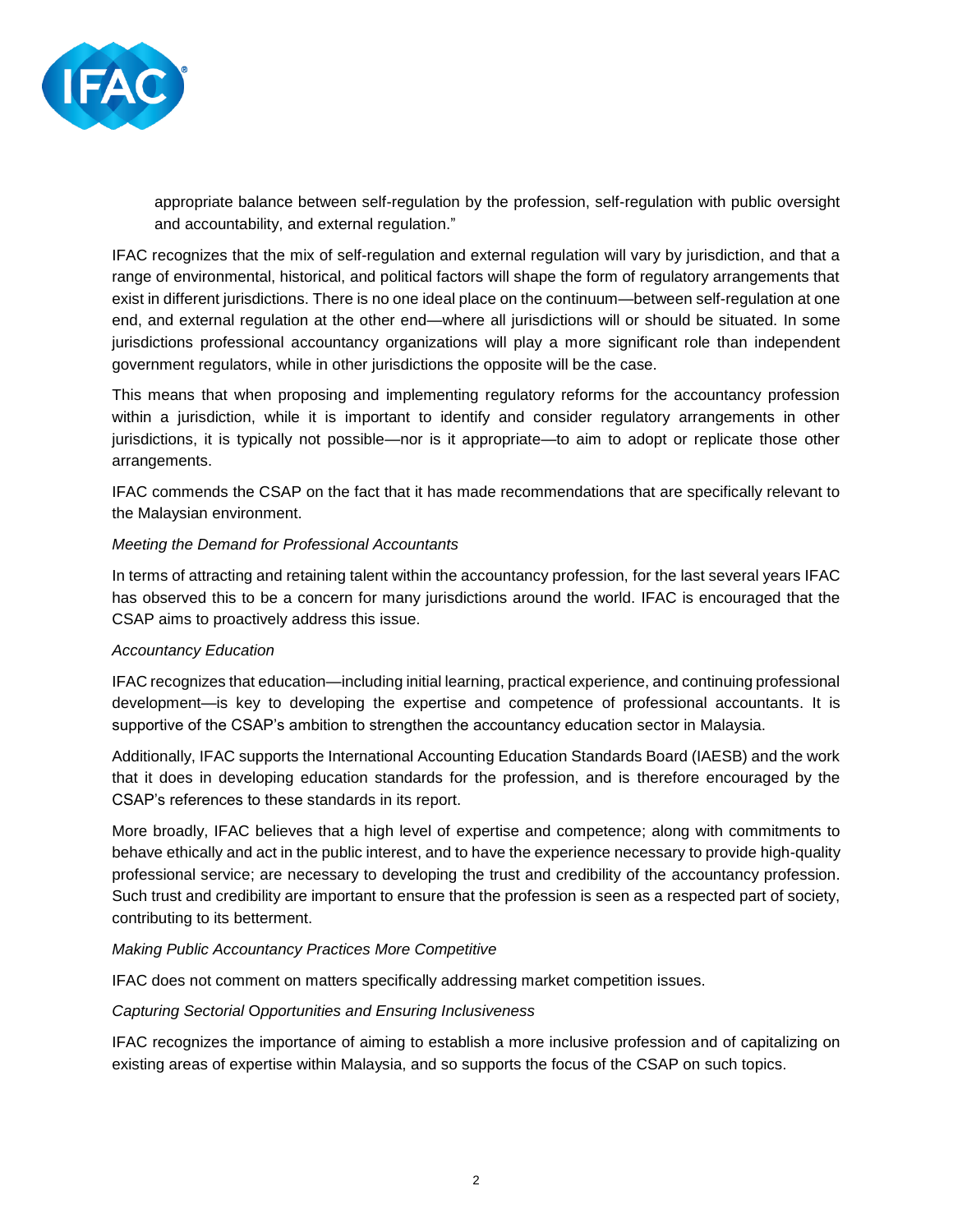appropriate balance between self-regulation by the profession, self-regulation with public oversight and accountability, and external regulation."

IFAC recognizes that the mix of self-regulation and external regulation will vary by jurisdiction, and that a range of environmental, historical, and political factors will shape the form of regulatory arrangements that exist in different jurisdictions. There is no one ideal place on the continuum—between self-regulation at one end, and external regulation at the other end—where all jurisdictions will or should be situated. In some jurisdictions professional accountancy organizations will play a more significant role than independent government regulators, while in other jurisdictions the opposite will be the case.

This means that when proposing and implementing regulatory reforms for the accountancy profession within a jurisdiction, while it is important to identify and consider regulatory arrangements in other jurisdictions, it is typically not possible—nor is it appropriate—to aim to adopt or replicate those other arrangements.

IFAC commends the CSAP on the fact that it has made recommendations that are specifically relevant to the Malaysian environment.

*Meeting the Demand for Professional Accountants*

In terms of attracting and retaining talent within the accountancy profession, for the last several years IFAC has observed this to be a concern for many jurisdictions around the world. IFAC is encouraged that the CSAP aims to proactively address this issue.

*Accountancy Education*

IFAC recognizes that education—including initial learning, practical experience, and continuing professional development—is key to developing the expertise and competence of professional accountants. It is supportive of the CSAP's ambition to strengthen the accountancy education sector in Malaysia.

Additionally, IFAC supports the International Accounting Education Standards Board (IAESB) and the work that it does in developing education standards for the profession, and is therefore encouraged by the CSAP's references to these standards in its report.

More broadly, IFAC believes that a high level of expertise and competence; along with commitments to behave ethically and act in the public interest, and to have the experience necessary to provide high-quality professional service; are necessary to developing the trust and credibility of the accountancy profession. Such trust and credibility are important to ensure that the profession is seen as a respected part of society, contributing to its betterment.

*Making Public Accountancy Practices More Competitive*

IFAC does not comment on matters specifically addressing market competition issues.

*Capturing Sectorial Opportunities and Ensuring Inclusiveness*

IFAC recognizes the importance of aiming to establish a more inclusive profession and of capitalizing on existing areas of expertise within Malaysia, and so supports the focus of the CSAP on such topics.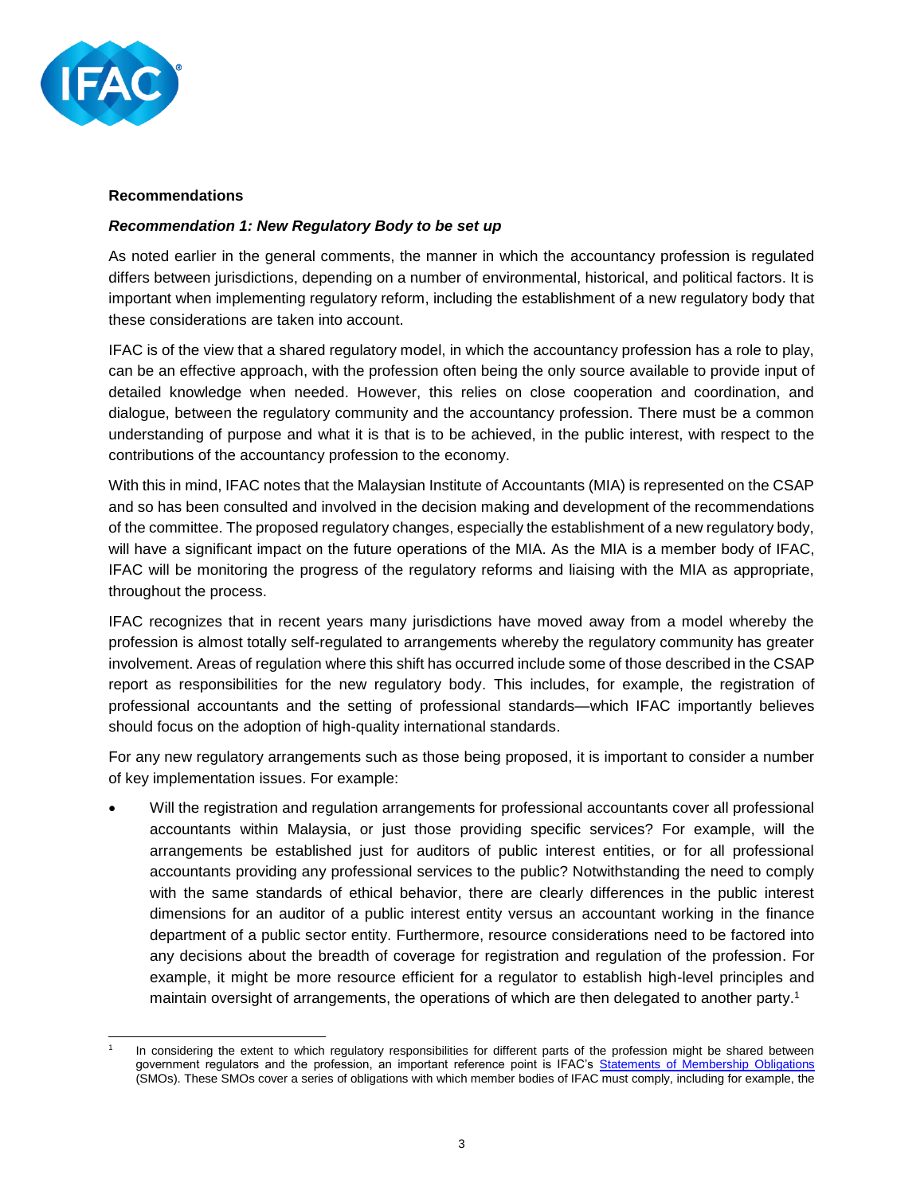## Recommendations

### *Recommendation 1: New Regulatory Body to be set up*

As noted earlier in the general comments, the manner in which the accountancy profession is regulated differs between jurisdictions, depending on a number of environmental, historical, and political factors. It is important when implementing regulatory reform, including the establishment of a new regulatory body that these considerations are taken into account.

IFAC is of the view that a shared regulatory model, in which the accountancy profession has a role to play, can be an effective approach, with the profession often being the only source available to provide input of detailed knowledge when needed. However, this relies on close cooperation and coordination, and dialogue, between the regulatory community and the accountancy profession. There must be a common understanding of purpose and what it is that is to be achieved, in the public interest, with respect to the contributions of the accountancy profession to the economy.

With this in mind, IFAC notes that the Malaysian Institute of Accountants (MIA) is represented on the CSAP and so has been consulted and involved in the decision making and development of the recommendations of the committee. The proposed regulatory changes, especially the establishment of a new regulatory body, will have a significant impact on the future operations of the MIA. As the MIA is a member body of IFAC, IFAC will be monitoring the progress of the regulatory reforms and liaising with the MIA as appropriate, throughout the process.

IFAC recognizes that in recent years many jurisdictions have moved away from a model whereby the profession is almost totally self-regulated to arrangements whereby the regulatory community has greater involvement. Areas of regulation where this shift has occurred include some of those described in the CSAP report as responsibilities for the new regulatory body. This includes, for example, the registration of professional accountants and the setting of professional standards—which IFAC importantly believes should focus on the adoption of high-quality international standards.

For any new regulatory arrangements such as those being proposed, it is important to consider a number of key implementation issues. For example:

- Will the registration and regulation arrangements for professional accountants cover all professional accountants within Malaysia, or just those providing specific services? For example, will the arrangements be established just for auditors of public interest entities, or for all professional accountants providing any professional services to the public? Notwithstanding the need to comply with the same standards of ethical behavior, there are clearly differences in the public interest dimensions for an auditor of a public interest entity versus an accountant working in the finance department of a public sector entity. Furthermore, resource considerations need to be factored into any decisions about the breadth of coverage for registration and regulation of the profession. For example, it might be more resource efficient for a regulator to establish high-level principles and maintain oversight of arrangements, the operations of which are then delegated to another party.[1]

---

[1] In considering the extent to which regulatory responsibilities for different parts of the profession might be shared between government regulators and the profession, an important reference point is IFAC's Statements of Membership Obligations (SMOs). These SMOs cover a series of obligations with which member bodies of IFAC must comply, including for example, the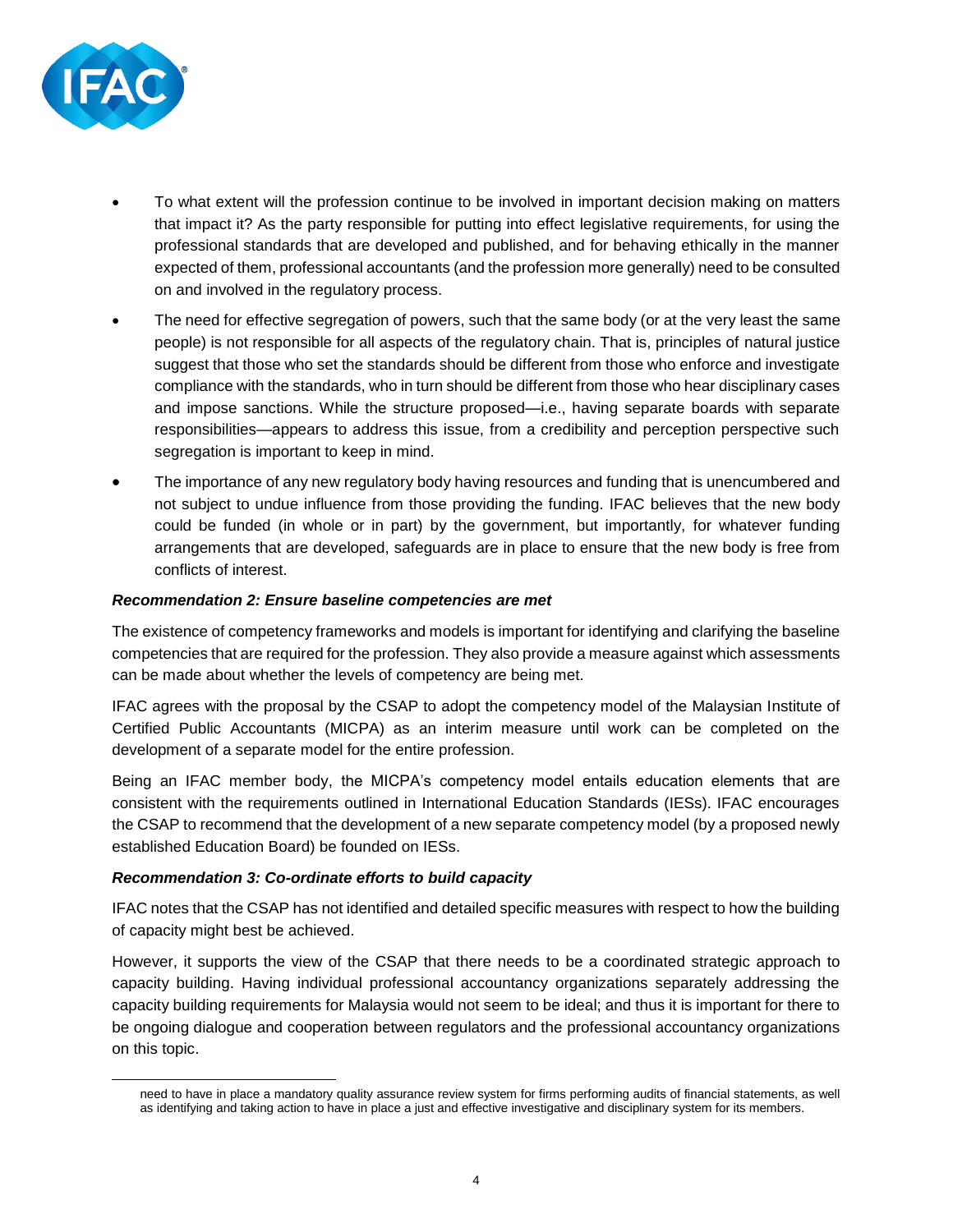- To what extent will the profession continue to be involved in important decision making on matters that impact it? As the party responsible for putting into effect legislative requirements, for using the professional standards that are developed and published, and for behaving ethically in the manner expected of them, professional accountants (and the profession more generally) need to be consulted on and involved in the regulatory process.
- The need for effective segregation of powers, such that the same body (or at the very least the same people) is not responsible for all aspects of the regulatory chain. That is, principles of natural justice suggest that those who set the standards should be different from those who enforce and investigate compliance with the standards, who in turn should be different from those who hear disciplinary cases and impose sanctions. While the structure proposed—i.e., having separate boards with separate responsibilities—appears to address this issue, from a credibility and perception perspective such segregation is important to keep in mind.
- The importance of any new regulatory body having resources and funding that is unencumbered and not subject to undue influence from those providing the funding. IFAC believes that the new body could be funded (in whole or in part) by the government, but importantly, for whatever funding arrangements that are developed, safeguards are in place to ensure that the new body is free from conflicts of interest.

***Recommendation 2: Ensure baseline competencies are met***

The existence of competency frameworks and models is important for identifying and clarifying the baseline competencies that are required for the profession. They also provide a measure against which assessments can be made about whether the levels of competency are being met.

IFAC agrees with the proposal by the CSAP to adopt the competency model of the Malaysian Institute of Certified Public Accountants (MICPA) as an interim measure until work can be completed on the development of a separate model for the entire profession.

Being an IFAC member body, the MICPA's competency model entails education elements that are consistent with the requirements outlined in International Education Standards (IESs). IFAC encourages the CSAP to recommend that the development of a new separate competency model (by a proposed newly established Education Board) be founded on IESs.

***Recommendation 3: Co-ordinate efforts to build capacity***

IFAC notes that the CSAP has not identified and detailed specific measures with respect to how the building of capacity might best be achieved.

However, it supports the view of the CSAP that there needs to be a coordinated strategic approach to capacity building. Having individual professional accountancy organizations separately addressing the capacity building requirements for Malaysia would not seem to be ideal; and thus it is important for there to be ongoing dialogue and cooperation between regulators and the professional accountancy organizations on this topic.

---

need to have in place a mandatory quality assurance review system for firms performing audits of financial statements, as well as identifying and taking action to have in place a just and effective investigative and disciplinary system for its members.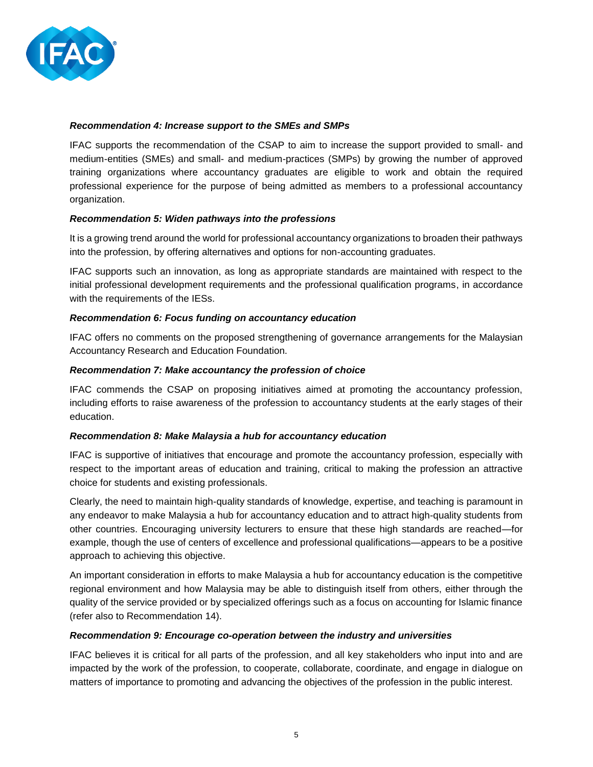***Recommendation 4: Increase support to the SMEs and SMPs***

IFAC supports the recommendation of the CSAP to aim to increase the support provided to small- and medium-entities (SMEs) and small- and medium-practices (SMPs) by growing the number of approved training organizations where accountancy graduates are eligible to work and obtain the required professional experience for the purpose of being admitted as members to a professional accountancy organization.

***Recommendation 5: Widen pathways into the professions***

It is a growing trend around the world for professional accountancy organizations to broaden their pathways into the profession, by offering alternatives and options for non-accounting graduates.

IFAC supports such an innovation, as long as appropriate standards are maintained with respect to the initial professional development requirements and the professional qualification programs, in accordance with the requirements of the IESs.

***Recommendation 6: Focus funding on accountancy education***

IFAC offers no comments on the proposed strengthening of governance arrangements for the Malaysian Accountancy Research and Education Foundation.

***Recommendation 7: Make accountancy the profession of choice***

IFAC commends the CSAP on proposing initiatives aimed at promoting the accountancy profession, including efforts to raise awareness of the profession to accountancy students at the early stages of their education.

***Recommendation 8: Make Malaysia a hub for accountancy education***

IFAC is supportive of initiatives that encourage and promote the accountancy profession, especially with respect to the important areas of education and training, critical to making the profession an attractive choice for students and existing professionals.

Clearly, the need to maintain high-quality standards of knowledge, expertise, and teaching is paramount in any endeavor to make Malaysia a hub for accountancy education and to attract high-quality students from other countries. Encouraging university lecturers to ensure that these high standards are reached—for example, though the use of centers of excellence and professional qualifications—appears to be a positive approach to achieving this objective.

An important consideration in efforts to make Malaysia a hub for accountancy education is the competitive regional environment and how Malaysia may be able to distinguish itself from others, either through the quality of the service provided or by specialized offerings such as a focus on accounting for Islamic finance (refer also to Recommendation 14).

***Recommendation 9: Encourage co-operation between the industry and universities***

IFAC believes it is critical for all parts of the profession, and all key stakeholders who input into and are impacted by the work of the profession, to cooperate, collaborate, coordinate, and engage in dialogue on matters of importance to promoting and advancing the objectives of the profession in the public interest.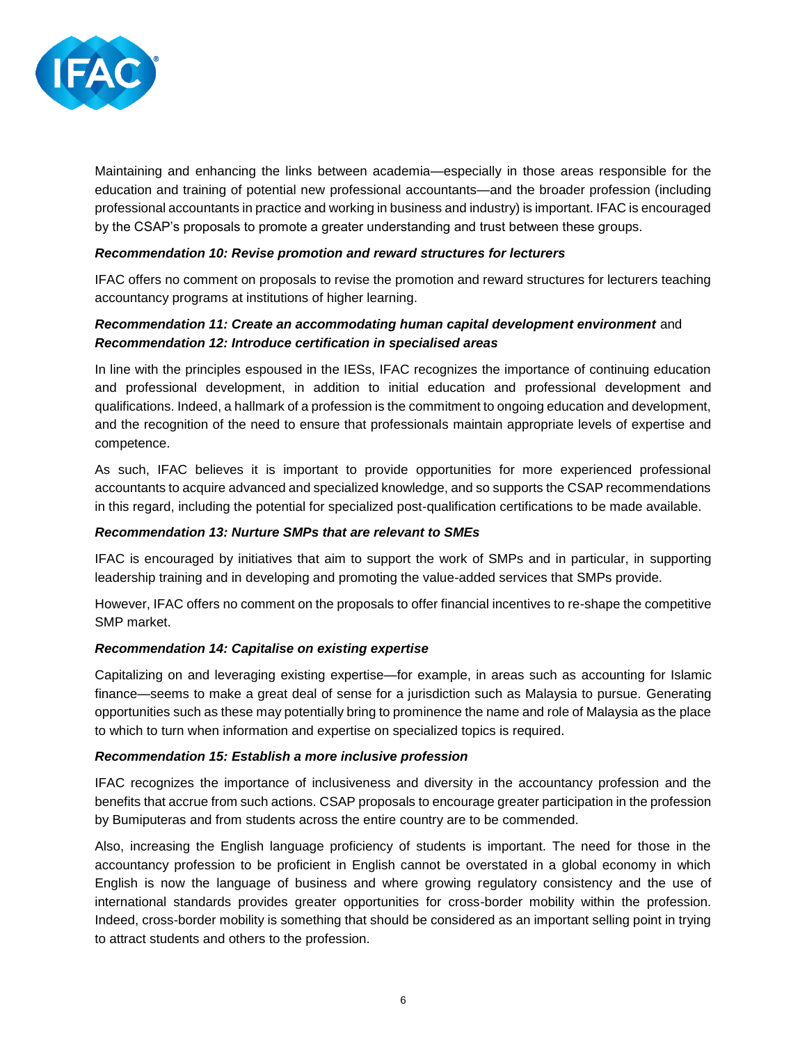Maintaining and enhancing the links between academia—especially in those areas responsible for the education and training of potential new professional accountants—and the broader profession (including professional accountants in practice and working in business and industry) is important. IFAC is encouraged by the CSAP's proposals to promote a greater understanding and trust between these groups.

***Recommendation 10: Revise promotion and reward structures for lecturers***

IFAC offers no comment on proposals to revise the promotion and reward structures for lecturers teaching accountancy programs at institutions of higher learning.

***Recommendation 11: Create an accommodating human capital development environment*** and ***Recommendation 12: Introduce certification in specialised areas***

In line with the principles espoused in the IESs, IFAC recognizes the importance of continuing education and professional development, in addition to initial education and professional development and qualifications. Indeed, a hallmark of a profession is the commitment to ongoing education and development, and the recognition of the need to ensure that professionals maintain appropriate levels of expertise and competence.

As such, IFAC believes it is important to provide opportunities for more experienced professional accountants to acquire advanced and specialized knowledge, and so supports the CSAP recommendations in this regard, including the potential for specialized post-qualification certifications to be made available.

***Recommendation 13: Nurture SMPs that are relevant to SMEs***

IFAC is encouraged by initiatives that aim to support the work of SMPs and in particular, in supporting leadership training and in developing and promoting the value-added services that SMPs provide.

However, IFAC offers no comment on the proposals to offer financial incentives to re-shape the competitive SMP market.

***Recommendation 14: Capitalise on existing expertise***

Capitalizing on and leveraging existing expertise—for example, in areas such as accounting for Islamic finance—seems to make a great deal of sense for a jurisdiction such as Malaysia to pursue. Generating opportunities such as these may potentially bring to prominence the name and role of Malaysia as the place to which to turn when information and expertise on specialized topics is required.

***Recommendation 15: Establish a more inclusive profession***

IFAC recognizes the importance of inclusiveness and diversity in the accountancy profession and the benefits that accrue from such actions. CSAP proposals to encourage greater participation in the profession by Bumiputeras and from students across the entire country are to be commended.

Also, increasing the English language proficiency of students is important. The need for those in the accountancy profession to be proficient in English cannot be overstated in a global economy in which English is now the language of business and where growing regulatory consistency and the use of international standards provides greater opportunities for cross-border mobility within the profession. Indeed, cross-border mobility is something that should be considered as an important selling point in trying to attract students and others to the profession.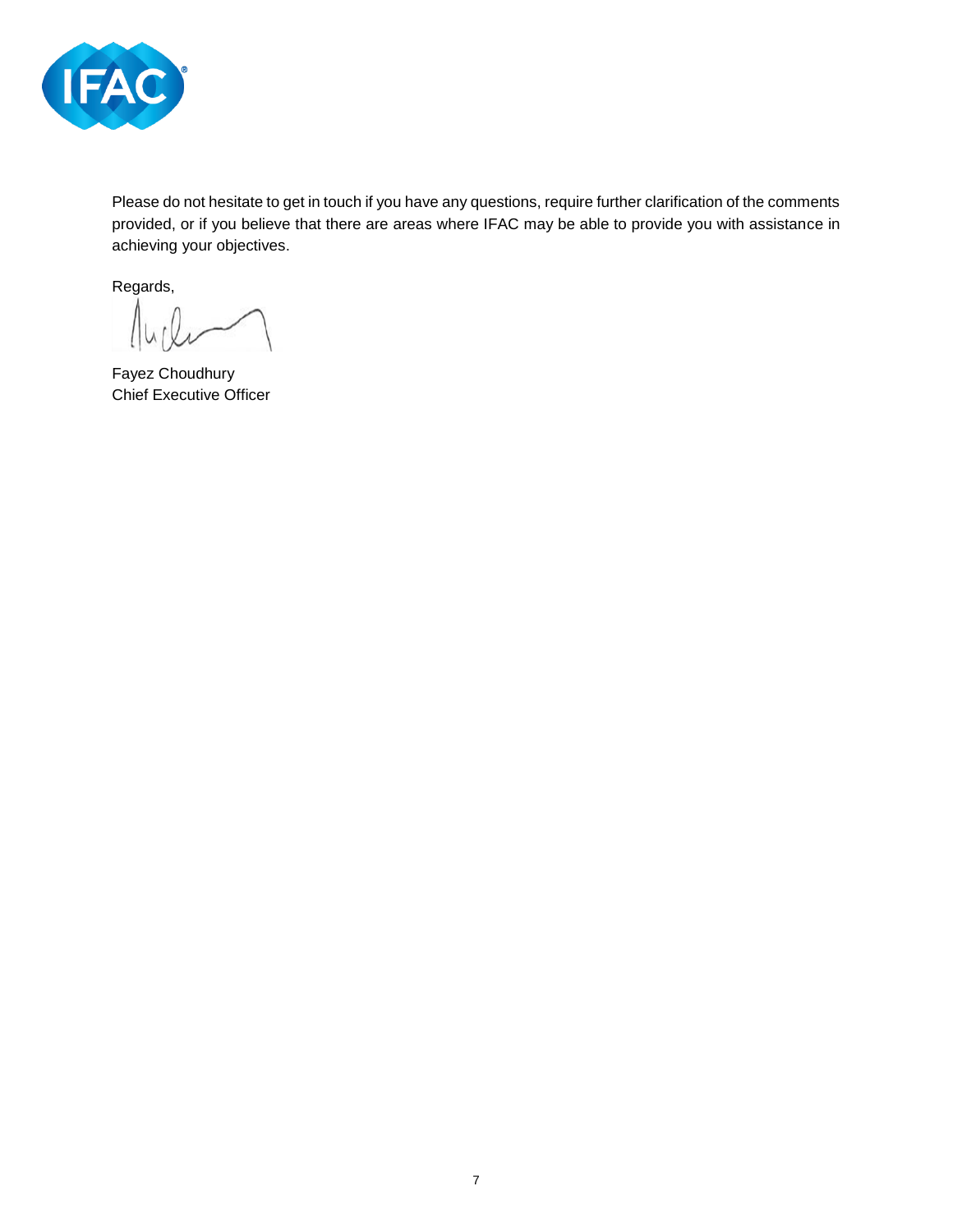Please do not hesitate to get in touch if you have any questions, require further clarification of the comments provided, or if you believe that there are areas where IFAC may be able to provide you with assistance in achieving your objectives.

Regards,

Fayez Choudhury  
Chief Executive Officer